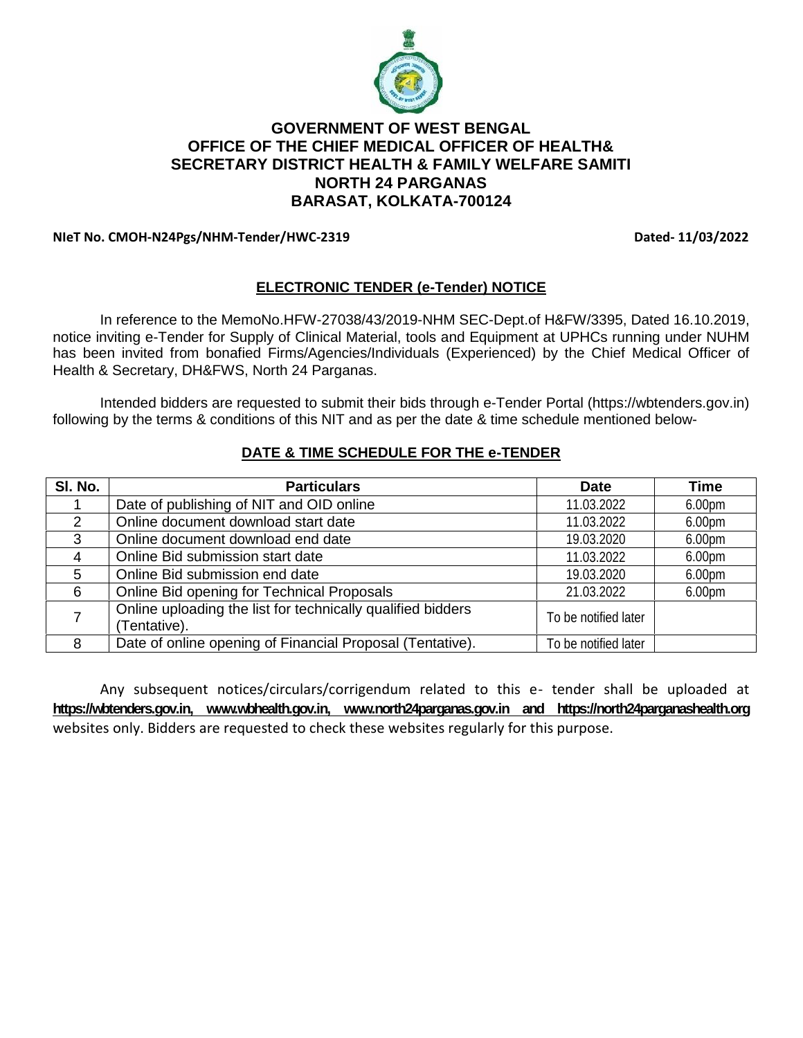# GOVERNMENT OF WEST BENGAL
## OFFICE OF THE CHIEF MEDICAL OFFICER OF HEALTH& SECRETARY DISTRICT HEALTH & FAMILY WELFARE SAMITI NORTH 24 PARGANAS BARASAT, KOLKATA-700124

**NIeT No. CMOH-N24Pgs/NHM-Tender/HWC-2319** **Dated- 11/03/2022**

### ELECTRONIC TENDER (e-Tender) NOTICE

In reference to the MemoNo.HFW-27038/43/2019-NHM SEC-Dept.of H&FW/3395, Dated 16.10.2019, notice inviting e-Tender for Supply of Clinical Material, tools and Equipment at UPHCs running under NUHM has been invited from bonafied Firms/Agencies/Individuals (Experienced) by the Chief Medical Officer of Health & Secretary, DH&FWS, North 24 Parganas.

Intended bidders are requested to submit their bids through e-Tender Portal (https://wbtenders.gov.in) following by the terms & conditions of this NIT and as per the date & time schedule mentioned below-

### DATE & TIME SCHEDULE FOR THE e-TENDER

| Sl. No. | Particulars | Date | Time |
|---|---|---|---|
| 1 | Date of publishing of NIT and OID online | 11.03.2022 | 6.00pm |
| 2 | Online document download start date | 11.03.2022 | 6.00pm |
| 3 | Online document download end date | 19.03.2020 | 6.00pm |
| 4 | Online Bid submission start date | 11.03.2022 | 6.00pm |
| 5 | Online Bid submission end date | 19.03.2020 | 6.00pm |
| 6 | Online Bid opening for Technical Proposals | 21.03.2022 | 6.00pm |
| 7 | Online uploading the list for technically qualified bidders (Tentative). | To be notified later | |
| 8 | Date of online opening of Financial Proposal (Tentative). | To be notified later | |

Any subsequent notices/circulars/corrigendum related to this e- tender shall be uploaded at **https://wbtenders.gov.in, www.wbhealth.gov.in, www.north24parganas.gov.in and https://north24parganashealth.org** websites only. Bidders are requested to check these websites regularly for this purpose.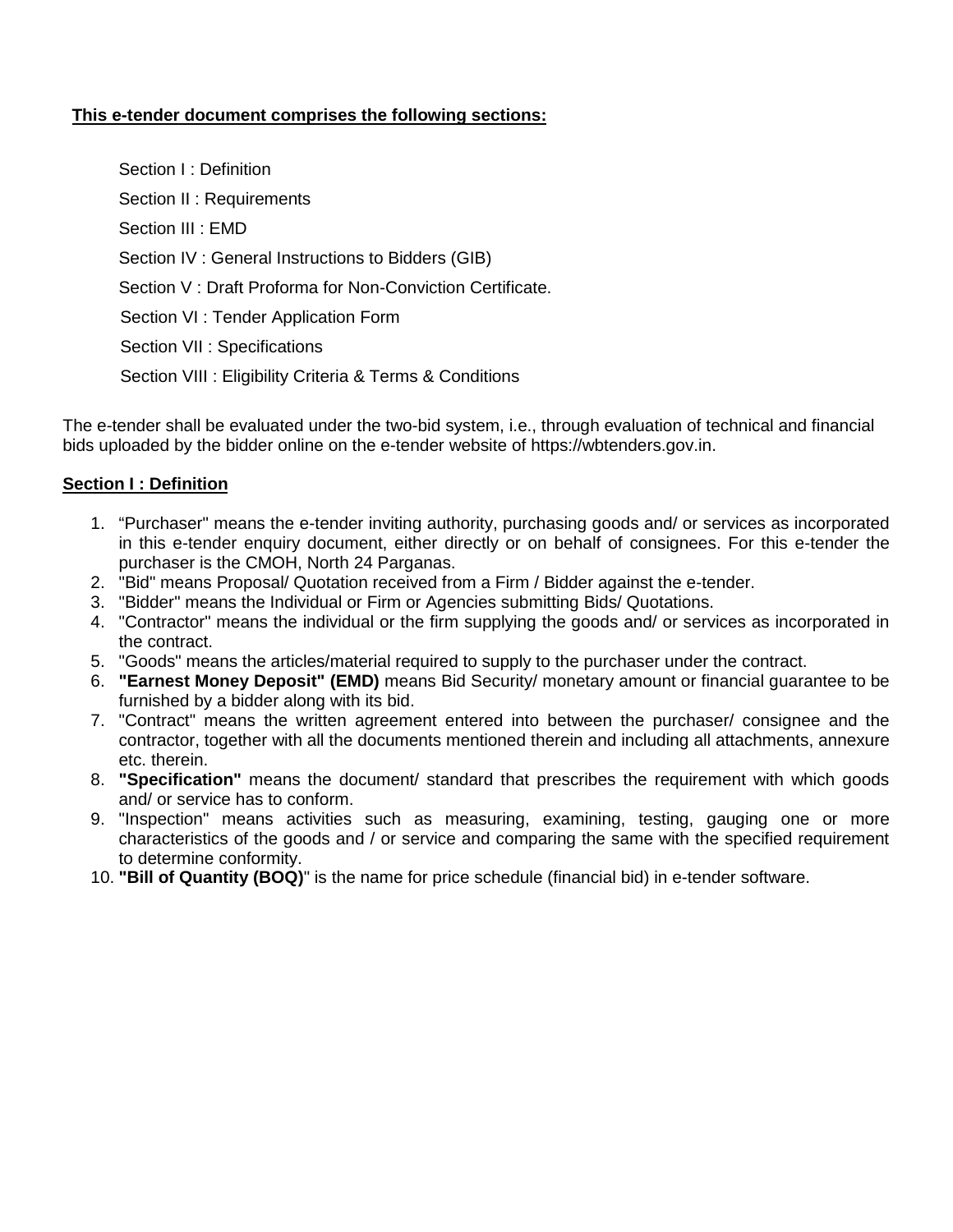**This e-tender document comprises the following sections:**

Section I : Definition

Section II : Requirements

Section III : EMD

Section IV : General Instructions to Bidders (GIB)

Section V : Draft Proforma for Non-Conviction Certificate.

Section VI : Tender Application Form

Section VII : Specifications

Section VIII : Eligibility Criteria & Terms & Conditions

The e-tender shall be evaluated under the two-bid system, i.e., through evaluation of technical and financial bids uploaded by the bidder online on the e-tender website of https://wbtenders.gov.in.

**Section I : Definition**

1. "Purchaser" means the e-tender inviting authority, purchasing goods and/ or services as incorporated in this e-tender enquiry document, either directly or on behalf of consignees. For this e-tender the purchaser is the CMOH, North 24 Parganas.
2. "Bid" means Proposal/ Quotation received from a Firm / Bidder against the e-tender.
3. "Bidder" means the Individual or Firm or Agencies submitting Bids/ Quotations.
4. "Contractor" means the individual or the firm supplying the goods and/ or services as incorporated in the contract.
5. "Goods" means the articles/material required to supply to the purchaser under the contract.
6. **"Earnest Money Deposit" (EMD)** means Bid Security/ monetary amount or financial guarantee to be furnished by a bidder along with its bid.
7. "Contract" means the written agreement entered into between the purchaser/ consignee and the contractor, together with all the documents mentioned therein and including all attachments, annexure etc. therein.
8. **"Specification"** means the document/ standard that prescribes the requirement with which goods and/ or service has to conform.
9. "Inspection" means activities such as measuring, examining, testing, gauging one or more characteristics of the goods and / or service and comparing the same with the specified requirement to determine conformity.
10. **"Bill of Quantity (BOQ)"** is the name for price schedule (financial bid) in e-tender software.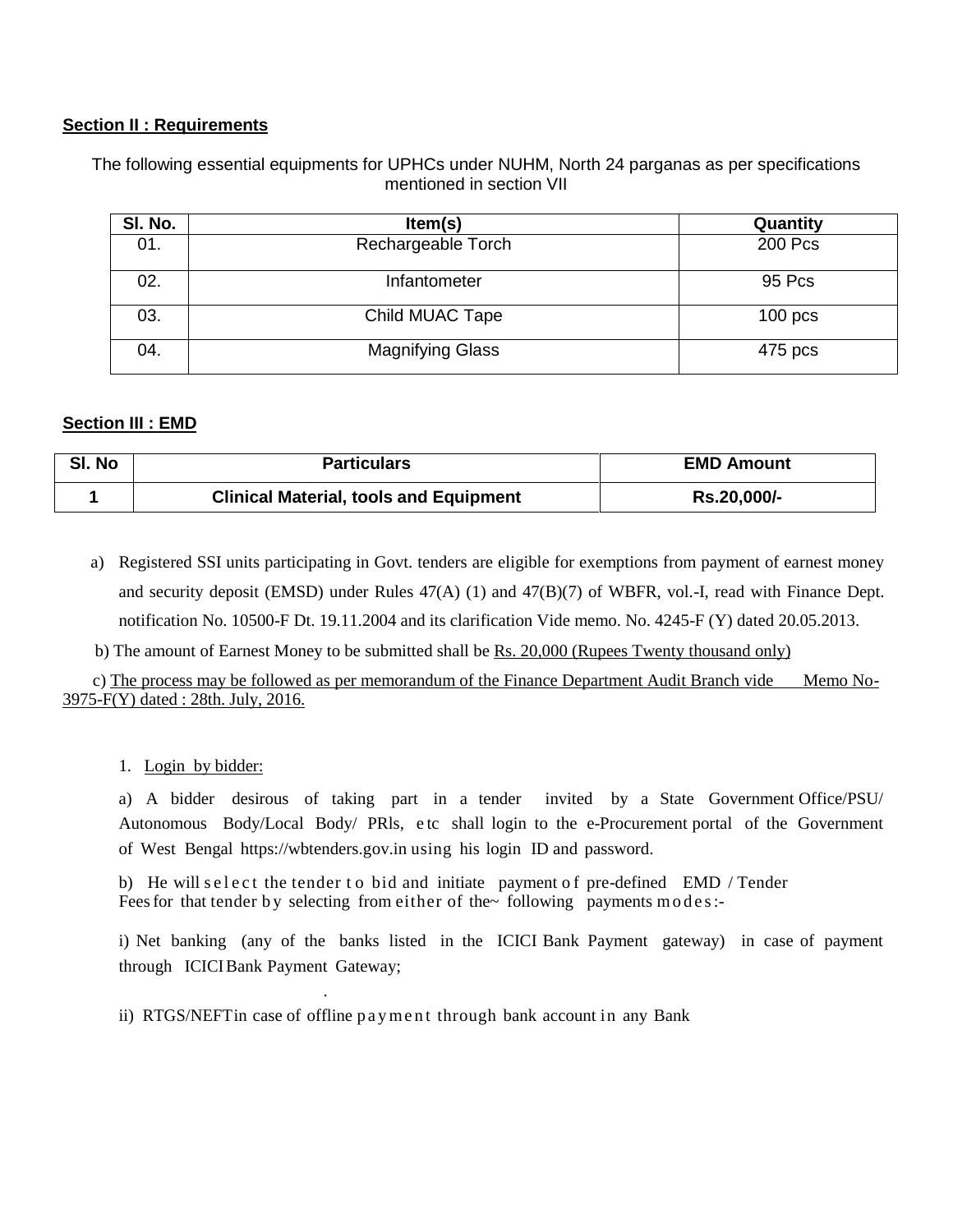**Section II : Requirements**

The following essential equipments for UPHCs under NUHM, North 24 parganas as per specifications mentioned in section VII

| Sl. No. | Item(s) | Quantity |
|---|---|---|
| 01. | Rechargeable Torch | 200 Pcs |
| 02. | Infantometer | 95 Pcs |
| 03. | Child MUAC Tape | 100 pcs |
| 04. | Magnifying Glass | 475 pcs |

**Section III : EMD**

| Sl. No | Particulars | EMD Amount |
|---|---|---|
| **1** | **Clinical Material, tools and Equipment** | **Rs.20,000/-** |

a) Registered SSI units participating in Govt. tenders are eligible for exemptions from payment of earnest money and security deposit (EMSD) under Rules 47(A) (1) and 47(B)(7) of WBFR, vol.-I, read with Finance Dept. notification No. 10500-F Dt. 19.11.2004 and its clarification Vide memo. No. 4245-F (Y) dated 20.05.2013.

b) The amount of Earnest Money to be submitted shall be Rs. 20,000 (Rupees Twenty thousand only)

c) The process may be followed as per memorandum of the Finance Department Audit Branch vide Memo No-3975-F(Y) dated : 28th. July, 2016.

1. Login by bidder:

a) A bidder desirous of taking part in a tender invited by a State Government Office/PSU/ Autonomous Body/Local Body/ PRls, etc shall login to the e-Procurement portal of the Government of West Bengal https://wbtenders.gov.in using his login ID and password.

b) He will select the tender to bid and initiate payment of pre-defined EMD / Tender Fees for that tender by selecting from either of the~ following payments modes:-

i) Net banking (any of the banks listed in the ICICI Bank Payment gateway) in case of payment through ICICI Bank Payment Gateway;

ii) RTGS/NEFT in case of offline payment through bank account in any Bank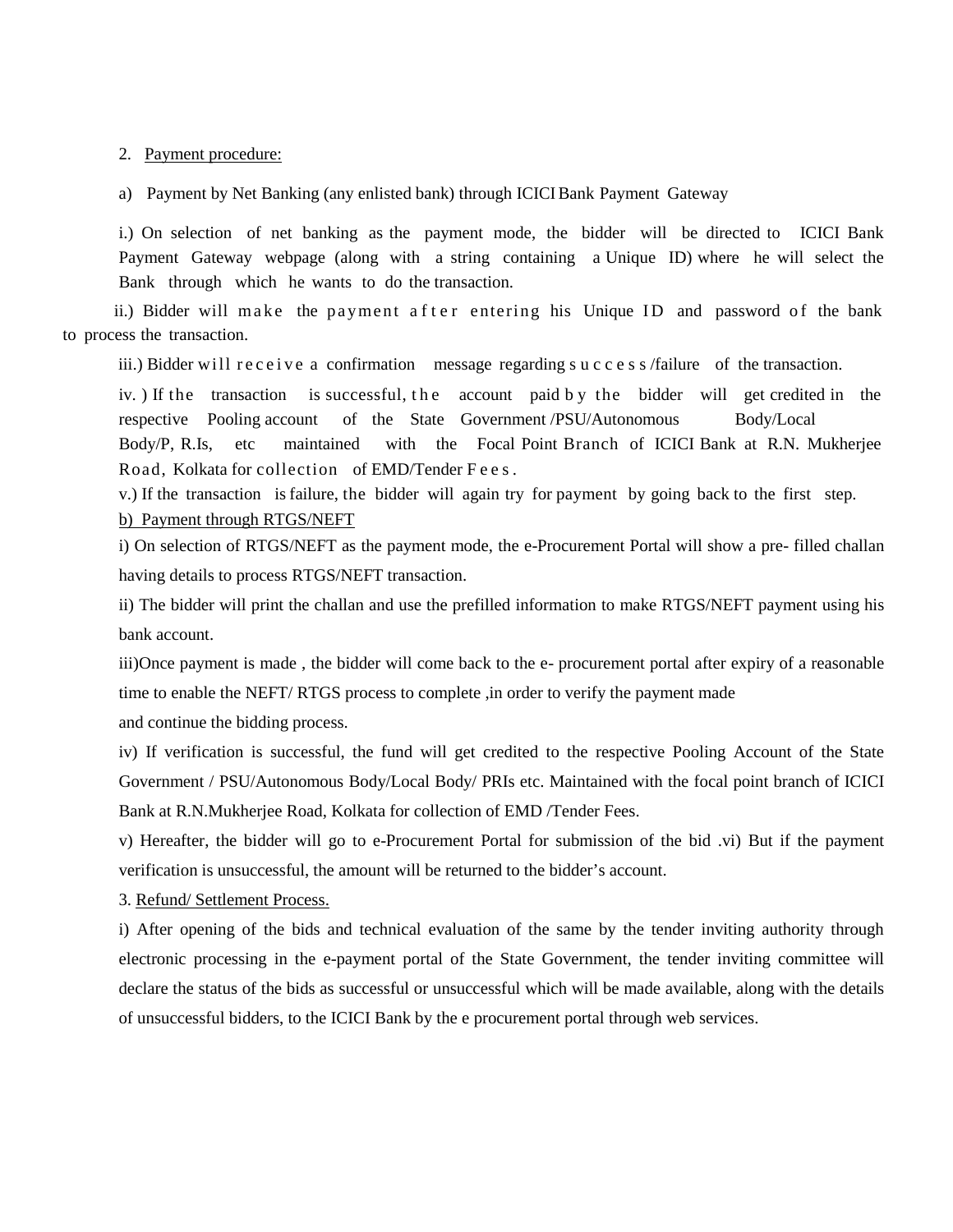2. <u>Payment procedure:</u>

a) Payment by Net Banking (any enlisted bank) through ICICI Bank Payment Gateway

i.) On selection of net banking as the payment mode, the bidder will be directed to ICICI Bank Payment Gateway webpage (along with a string containing a Unique ID) where he will select the Bank through which he wants to do the transaction.

ii.) Bidder will make the payment after entering his Unique ID and password of the bank to process the transaction.

iii.) Bidder will receive a confirmation message regarding success/failure of the transaction.

iv. ) If the transaction is successful, the account paid by the bidder will get credited in the respective Pooling account of the State Government /PSU/Autonomous Body/Local Body/P, R.Is, etc maintained with the Focal Point Branch of ICICI Bank at R.N. Mukherjee Road, Kolkata for collection of EMD/Tender Fees.

v.) If the transaction is failure, the bidder will again try for payment by going back to the first step.

b) <u>Payment through RTGS/NEFT</u>

i) On selection of RTGS/NEFT as the payment mode, the e-Procurement Portal will show a pre- filled challan having details to process RTGS/NEFT transaction.

ii) The bidder will print the challan and use the prefilled information to make RTGS/NEFT payment using his bank account.

iii)Once payment is made , the bidder will come back to the e- procurement portal after expiry of a reasonable time to enable the NEFT/ RTGS process to complete ,in order to verify the payment made and continue the bidding process.

iv) If verification is successful, the fund will get credited to the respective Pooling Account of the State Government / PSU/Autonomous Body/Local Body/ PRIs etc. Maintained with the focal point branch of ICICI Bank at R.N.Mukherjee Road, Kolkata for collection of EMD /Tender Fees.

v) Hereafter, the bidder will go to e-Procurement Portal for submission of the bid .vi) But if the payment verification is unsuccessful, the amount will be returned to the bidder's account.

3. <u>Refund/ Settlement Process.</u>

i) After opening of the bids and technical evaluation of the same by the tender inviting authority through electronic processing in the e-payment portal of the State Government, the tender inviting committee will declare the status of the bids as successful or unsuccessful which will be made available, along with the details of unsuccessful bidders, to the ICICI Bank by the e procurement portal through web services.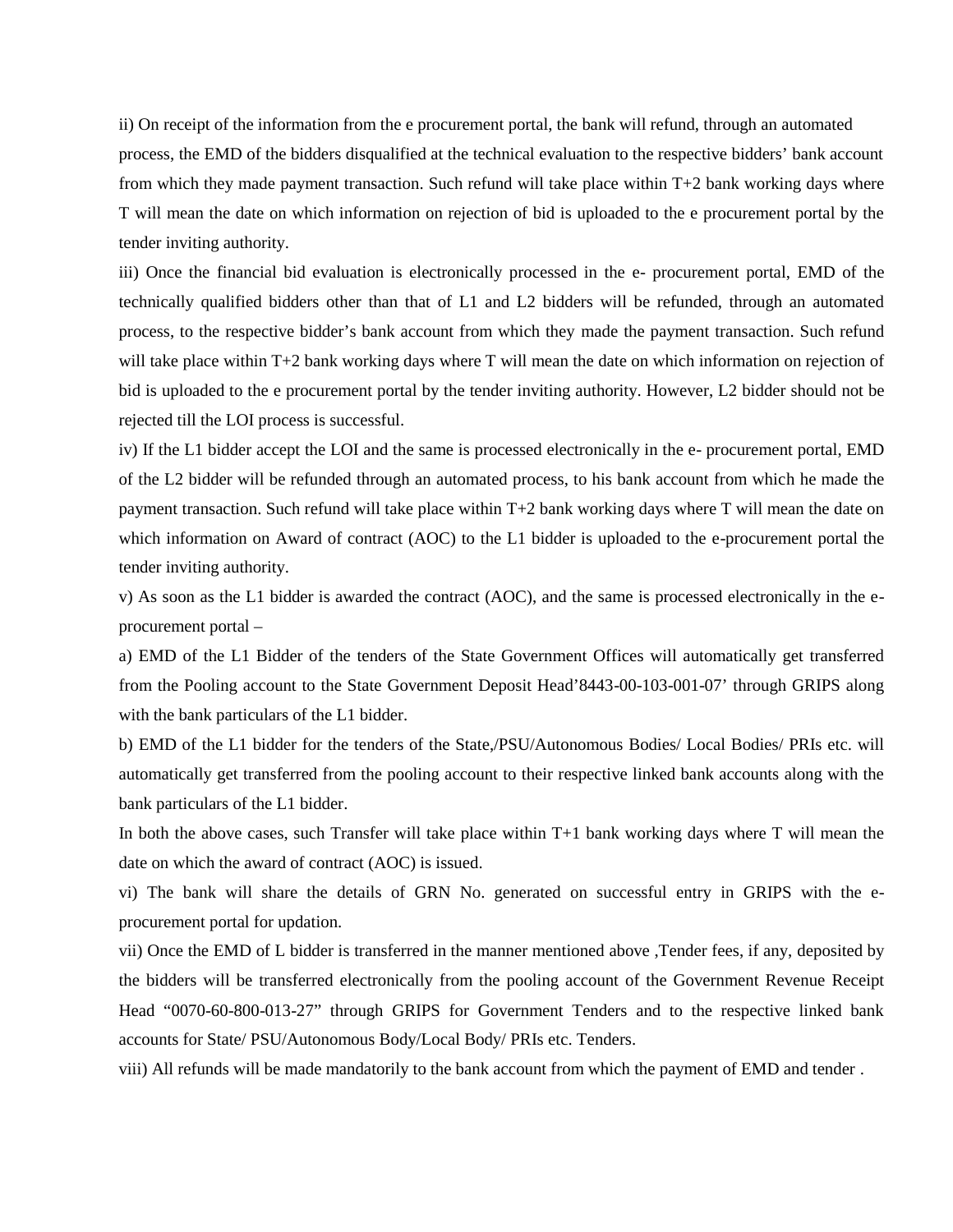ii) On receipt of the information from the e procurement portal, the bank will refund, through an automated process, the EMD of the bidders disqualified at the technical evaluation to the respective bidders' bank account from which they made payment transaction. Such refund will take place within T+2 bank working days where T will mean the date on which information on rejection of bid is uploaded to the e procurement portal by the tender inviting authority.

iii) Once the financial bid evaluation is electronically processed in the e- procurement portal, EMD of the technically qualified bidders other than that of L1 and L2 bidders will be refunded, through an automated process, to the respective bidder's bank account from which they made the payment transaction. Such refund will take place within T+2 bank working days where T will mean the date on which information on rejection of bid is uploaded to the e procurement portal by the tender inviting authority. However, L2 bidder should not be rejected till the LOI process is successful.

iv) If the L1 bidder accept the LOI and the same is processed electronically in the e- procurement portal, EMD of the L2 bidder will be refunded through an automated process, to his bank account from which he made the payment transaction. Such refund will take place within T+2 bank working days where T will mean the date on which information on Award of contract (AOC) to the L1 bidder is uploaded to the e-procurement portal the tender inviting authority.

v) As soon as the L1 bidder is awarded the contract (AOC), and the same is processed electronically in the e-procurement portal –

a) EMD of the L1 Bidder of the tenders of the State Government Offices will automatically get transferred from the Pooling account to the State Government Deposit Head'8443-00-103-001-07' through GRIPS along with the bank particulars of the L1 bidder.

b) EMD of the L1 bidder for the tenders of the State,/PSU/Autonomous Bodies/ Local Bodies/ PRIs etc. will automatically get transferred from the pooling account to their respective linked bank accounts along with the bank particulars of the L1 bidder.

In both the above cases, such Transfer will take place within T+1 bank working days where T will mean the date on which the award of contract (AOC) is issued.

vi) The bank will share the details of GRN No. generated on successful entry in GRIPS with the e-procurement portal for updation.

vii) Once the EMD of L bidder is transferred in the manner mentioned above ,Tender fees, if any, deposited by the bidders will be transferred electronically from the pooling account of the Government Revenue Receipt Head "0070-60-800-013-27" through GRIPS for Government Tenders and to the respective linked bank accounts for State/ PSU/Autonomous Body/Local Body/ PRIs etc. Tenders.

viii) All refunds will be made mandatorily to the bank account from which the payment of EMD and tender .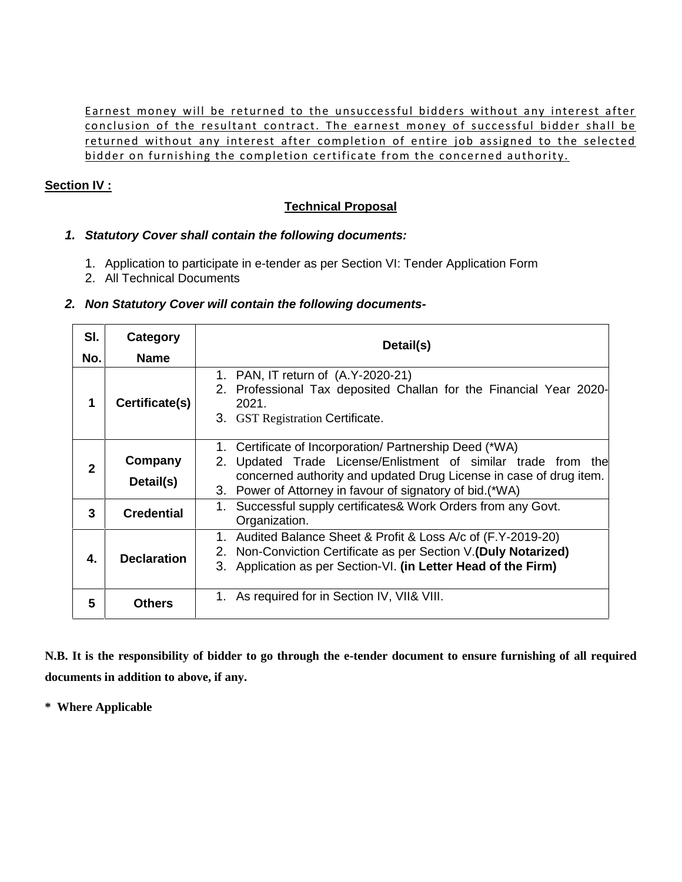Earnest money will be returned to the unsuccessful bidders without any interest after conclusion of the resultant contract. The earnest money of successful bidder shall be returned without any interest after completion of entire job assigned to the selected bidder on furnishing the completion certificate from the concerned authority.

**Section IV :**

## Technical Proposal

***1. Statutory Cover shall contain the following documents:***

1. Application to participate in e-tender as per Section VI: Tender Application Form
2. All Technical Documents

***2. Non Statutory Cover will contain the following documents-***

| Sl. No. | Category Name | Detail(s) |
|---|---|---|
| 1 | **Certificate(s)** | 1. PAN, IT return of (A.Y-2020-21)<br>2. Professional Tax deposited Challan for the Financial Year 2020-2021.<br>3. GST Registration Certificate. |
| 2 | **Company Detail(s)** | 1. Certificate of Incorporation/ Partnership Deed (*WA)<br>2. Updated Trade License/Enlistment of similar trade from the concerned authority and updated Drug License in case of drug item.<br>3. Power of Attorney in favour of signatory of bid.(*WA) |
| 3 | **Credential** | 1. Successful supply certificates& Work Orders from any Govt. Organization. |
| 4. | **Declaration** | 1. Audited Balance Sheet & Profit & Loss A/c of (F.Y-2019-20)<br>2. Non-Conviction Certificate as per Section V.**(Duly Notarized)**<br>3. Application as per Section-VI. **(in Letter Head of the Firm)** |
| 5 | **Others** | 1. As required for in Section IV, VII& VIII. |

**N.B. It is the responsibility of bidder to go through the e-tender document to ensure furnishing of all required documents in addition to above, if any.**

**\* Where Applicable**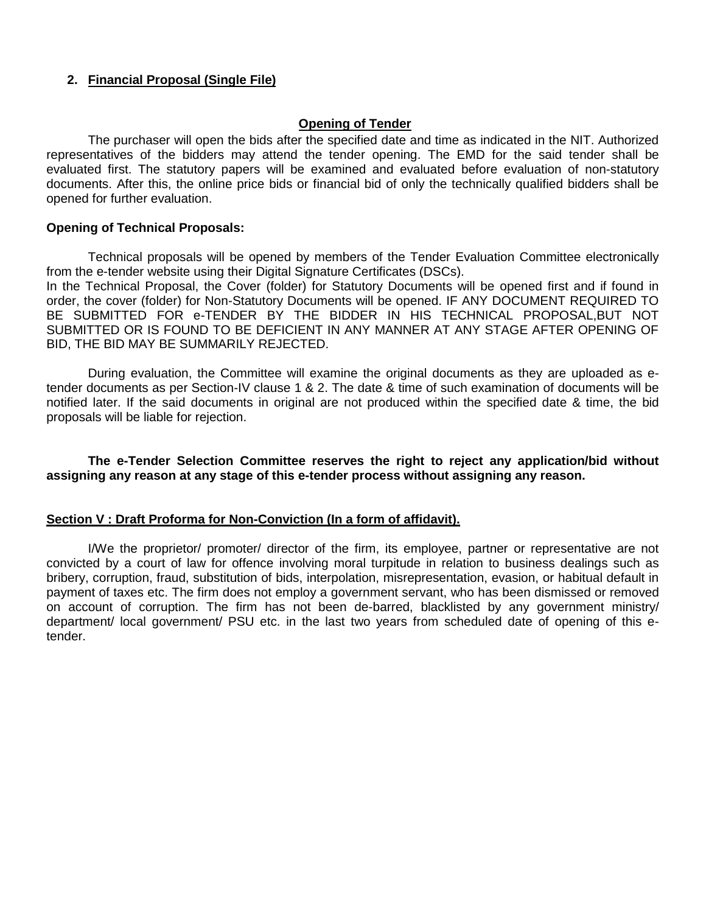2. **Financial Proposal (Single File)**

## Opening of Tender

The purchaser will open the bids after the specified date and time as indicated in the NIT. Authorized representatives of the bidders may attend the tender opening. The EMD for the said tender shall be evaluated first. The statutory papers will be examined and evaluated before evaluation of non-statutory documents. After this, the online price bids or financial bid of only the technically qualified bidders shall be opened for further evaluation.

**Opening of Technical Proposals:**

Technical proposals will be opened by members of the Tender Evaluation Committee electronically from the e-tender website using their Digital Signature Certificates (DSCs).
In the Technical Proposal, the Cover (folder) for Statutory Documents will be opened first and if found in order, the cover (folder) for Non-Statutory Documents will be opened. IF ANY DOCUMENT REQUIRED TO BE SUBMITTED FOR e-TENDER BY THE BIDDER IN HIS TECHNICAL PROPOSAL,BUT NOT SUBMITTED OR IS FOUND TO BE DEFICIENT IN ANY MANNER AT ANY STAGE AFTER OPENING OF BID, THE BID MAY BE SUMMARILY REJECTED.

During evaluation, the Committee will examine the original documents as they are uploaded as e-tender documents as per Section-IV clause 1 & 2. The date & time of such examination of documents will be notified later. If the said documents in original are not produced within the specified date & time, the bid proposals will be liable for rejection.

**The e-Tender Selection Committee reserves the right to reject any application/bid without assigning any reason at any stage of this e-tender process without assigning any reason.**

## Section V : Draft Proforma for Non-Conviction (In a form of affidavit).

I/We the proprietor/ promoter/ director of the firm, its employee, partner or representative are not convicted by a court of law for offence involving moral turpitude in relation to business dealings such as bribery, corruption, fraud, substitution of bids, interpolation, misrepresentation, evasion, or habitual default in payment of taxes etc. The firm does not employ a government servant, who has been dismissed or removed on account of corruption. The firm has not been de-barred, blacklisted by any government ministry/ department/ local government/ PSU etc. in the last two years from scheduled date of opening of this e-tender.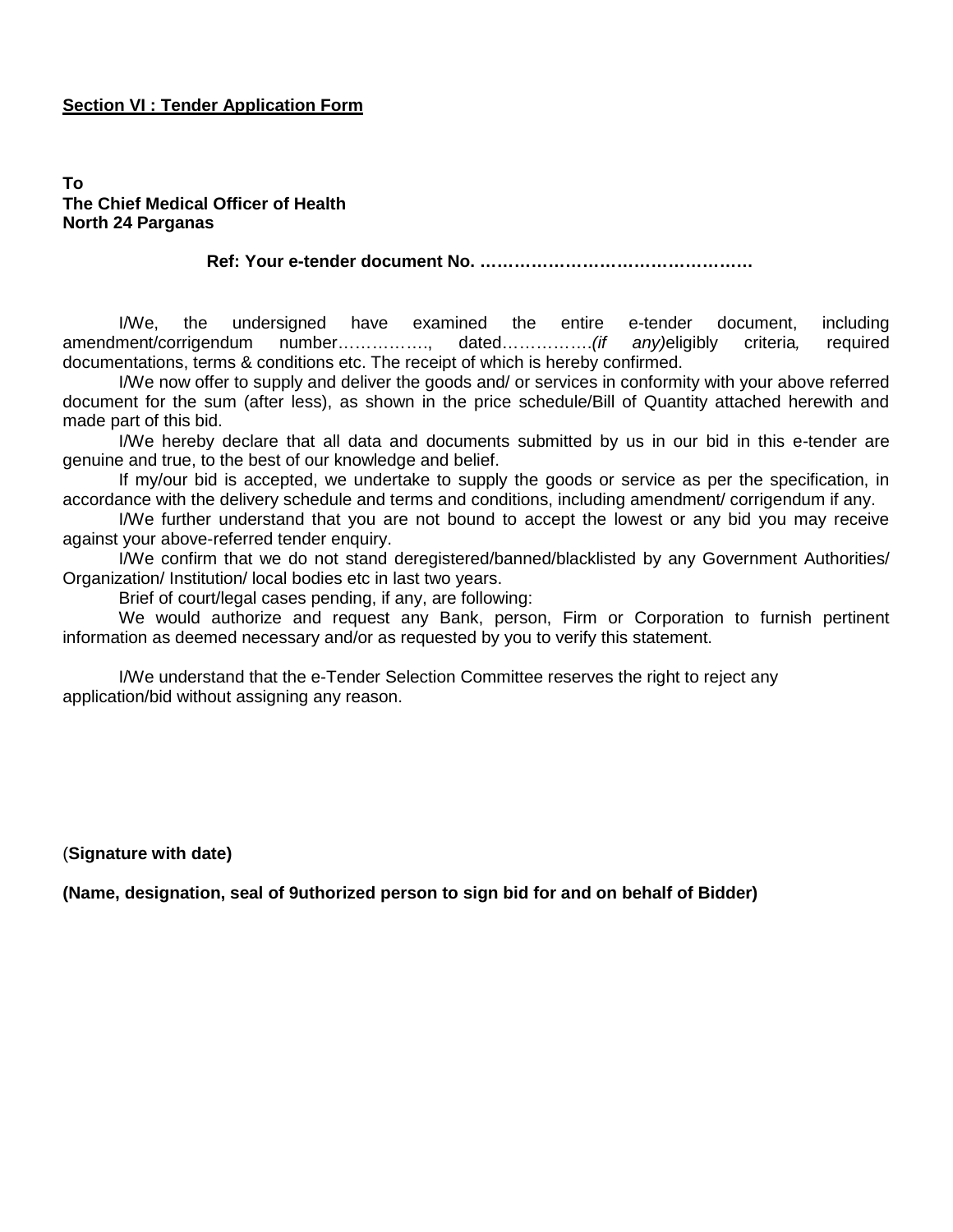**<u>Section VI : Tender Application Form</u>**

**To**
**The Chief Medical Officer of Health**
**North 24 Parganas**

**Ref: Your e-tender document No. …………………………………………**

I/We, the undersigned have examined the entire e-tender document, including amendment/corrigendum number……………., dated…………….*(if any)*eligibly criteria*,* required documentations, terms & conditions etc. The receipt of which is hereby confirmed.

I/We now offer to supply and deliver the goods and/ or services in conformity with your above referred document for the sum (after less), as shown in the price schedule/Bill of Quantity attached herewith and made part of this bid.

I/We hereby declare that all data and documents submitted by us in our bid in this e-tender are genuine and true, to the best of our knowledge and belief.

If my/our bid is accepted, we undertake to supply the goods or service as per the specification, in accordance with the delivery schedule and terms and conditions, including amendment/ corrigendum if any.

I/We further understand that you are not bound to accept the lowest or any bid you may receive against your above-referred tender enquiry.

I/We confirm that we do not stand deregistered/banned/blacklisted by any Government Authorities/ Organization/ Institution/ local bodies etc in last two years.

Brief of court/legal cases pending, if any, are following:

We would authorize and request any Bank, person, Firm or Corporation to furnish pertinent information as deemed necessary and/or as requested by you to verify this statement.

I/We understand that the e-Tender Selection Committee reserves the right to reject any application/bid without assigning any reason.

(**Signature with date)**

**(Name, designation, seal of 9uthorized person to sign bid for and on behalf of Bidder)**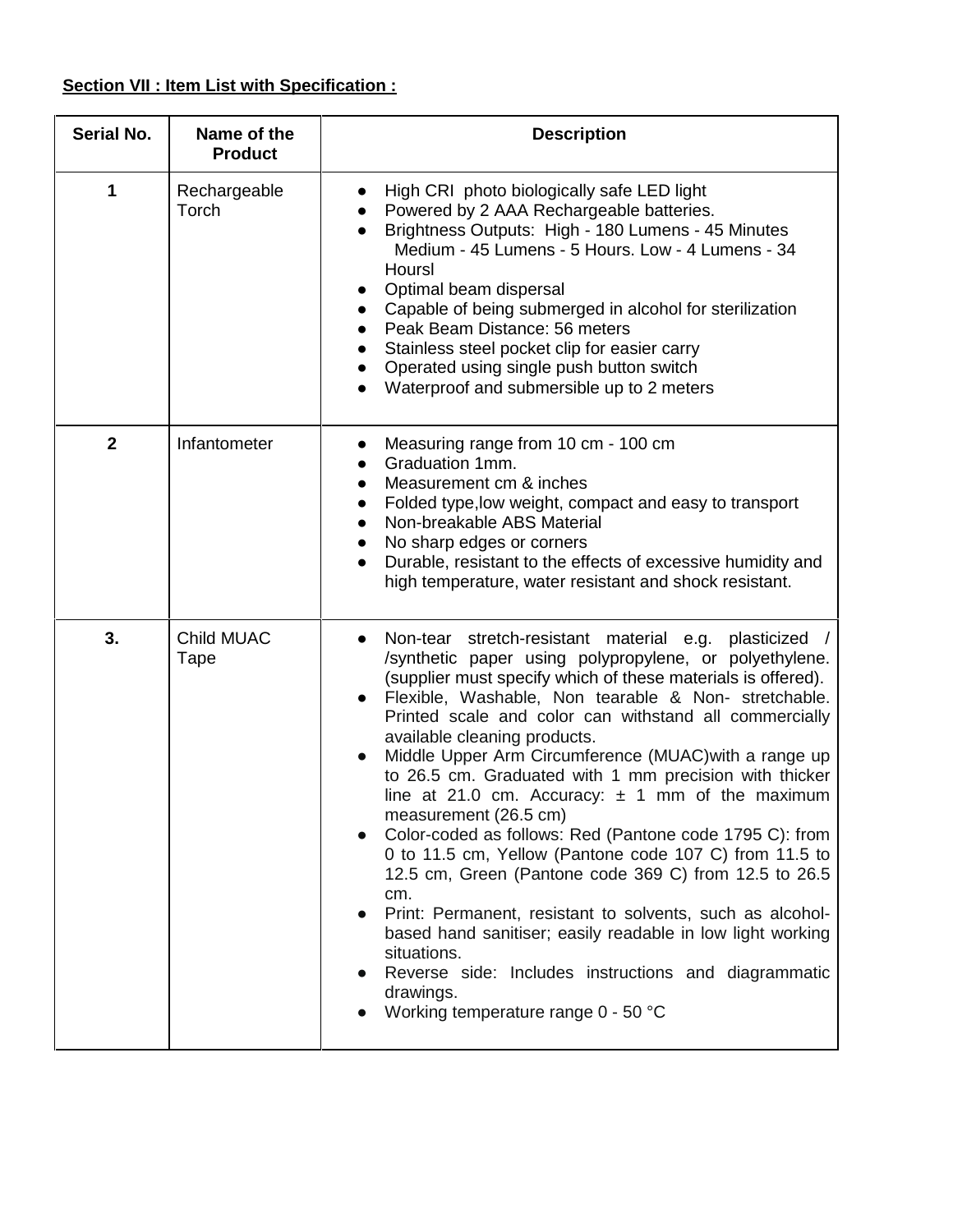**Section VII : Item List with Specification :**

| Serial No. | Name of the Product | Description |
|---|---|---|
| 1 | Rechargeable Torch | ● High CRI photo biologically safe LED light<br>● Powered by 2 AAA Rechargeable batteries.<br>● Brightness Outputs: High - 180 Lumens - 45 Minutes Medium - 45 Lumens - 5 Hours. Low - 4 Lumens - 34 Hoursl<br>● Optimal beam dispersal<br>● Capable of being submerged in alcohol for sterilization<br>● Peak Beam Distance: 56 meters<br>● Stainless steel pocket clip for easier carry<br>● Operated using single push button switch<br>● Waterproof and submersible up to 2 meters |
| 2 | Infantometer | ● Measuring range from 10 cm - 100 cm<br>● Graduation 1mm.<br>● Measurement cm & inches<br>● Folded type,low weight, compact and easy to transport<br>● Non-breakable ABS Material<br>● No sharp edges or corners<br>● Durable, resistant to the effects of excessive humidity and high temperature, water resistant and shock resistant. |
| 3. | Child MUAC Tape | ● Non-tear stretch-resistant material e.g. plasticized / /synthetic paper using polypropylene, or polyethylene. (supplier must specify which of these materials is offered).<br>● Flexible, Washable, Non tearable & Non- stretchable. Printed scale and color can withstand all commercially available cleaning products.<br>● Middle Upper Arm Circumference (MUAC)with a range up to 26.5 cm. Graduated with 1 mm precision with thicker line at 21.0 cm. Accuracy: ± 1 mm of the maximum measurement (26.5 cm)<br>● Color-coded as follows: Red (Pantone code 1795 C): from 0 to 11.5 cm, Yellow (Pantone code 107 C) from 11.5 to 12.5 cm, Green (Pantone code 369 C) from 12.5 to 26.5 cm.<br>● Print: Permanent, resistant to solvents, such as alcohol-based hand sanitiser; easily readable in low light working situations.<br>● Reverse side: Includes instructions and diagrammatic drawings.<br>● Working temperature range 0 - 50 °C |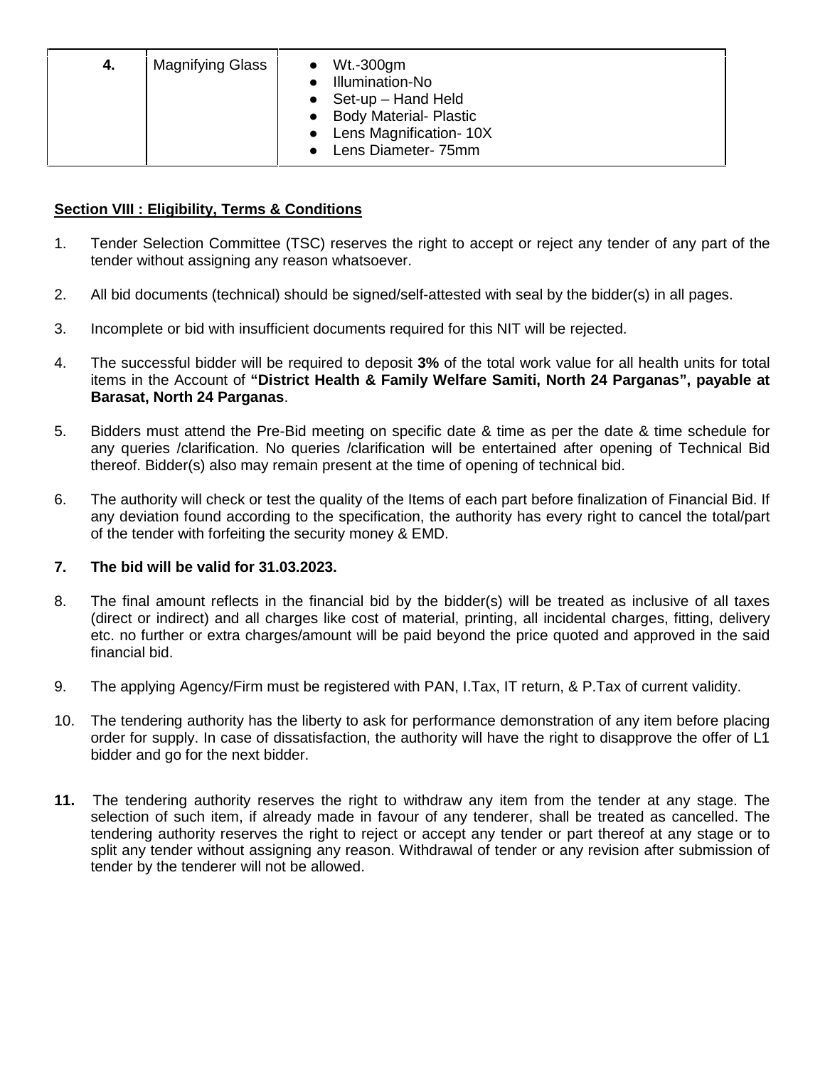| 4. | Magnifying Glass | • Wt.-300gm<br>• Illumination-No<br>• Set-up – Hand Held<br>• Body Material- Plastic<br>• Lens Magnification- 10X<br>• Lens Diameter- 75mm |
|---|---|---|

## Section VIII : Eligibility, Terms & Conditions

1. Tender Selection Committee (TSC) reserves the right to accept or reject any tender of any part of the tender without assigning any reason whatsoever.

2. All bid documents (technical) should be signed/self-attested with seal by the bidder(s) in all pages.

3. Incomplete or bid with insufficient documents required for this NIT will be rejected.

4. The successful bidder will be required to deposit **3%** of the total work value for all health units for total items in the Account of **"District Health & Family Welfare Samiti, North 24 Parganas", payable at Barasat, North 24 Parganas**.

5. Bidders must attend the Pre-Bid meeting on specific date & time as per the date & time schedule for any queries /clarification. No queries /clarification will be entertained after opening of Technical Bid thereof. Bidder(s) also may remain present at the time of opening of technical bid.

6. The authority will check or test the quality of the Items of each part before finalization of Financial Bid. If any deviation found according to the specification, the authority has every right to cancel the total/part of the tender with forfeiting the security money & EMD.

7. **The bid will be valid for 31.03.2023.**

8. The final amount reflects in the financial bid by the bidder(s) will be treated as inclusive of all taxes (direct or indirect) and all charges like cost of material, printing, all incidental charges, fitting, delivery etc. no further or extra charges/amount will be paid beyond the price quoted and approved in the said financial bid.

9. The applying Agency/Firm must be registered with PAN, I.Tax, IT return, & P.Tax of current validity.

10. The tendering authority has the liberty to ask for performance demonstration of any item before placing order for supply. In case of dissatisfaction, the authority will have the right to disapprove the offer of L1 bidder and go for the next bidder.

11. The tendering authority reserves the right to withdraw any item from the tender at any stage. The selection of such item, if already made in favour of any tenderer, shall be treated as cancelled. The tendering authority reserves the right to reject or accept any tender or part thereof at any stage or to split any tender without assigning any reason. Withdrawal of tender or any revision after submission of tender by the tenderer will not be allowed.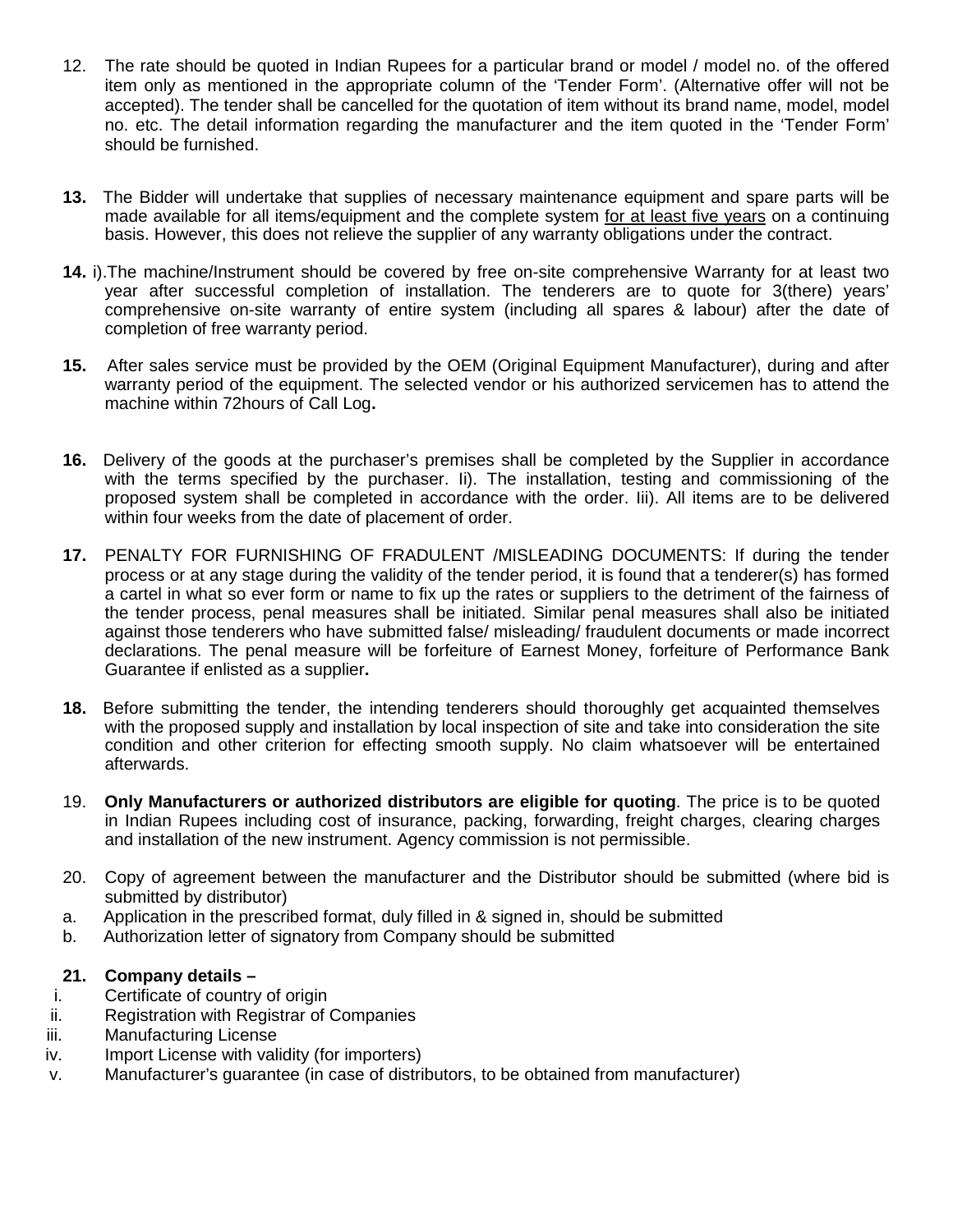12. The rate should be quoted in Indian Rupees for a particular brand or model / model no. of the offered item only as mentioned in the appropriate column of the 'Tender Form'. (Alternative offer will not be accepted). The tender shall be cancelled for the quotation of item without its brand name, model, model no. etc. The detail information regarding the manufacturer and the item quoted in the 'Tender Form' should be furnished.

**13.** The Bidder will undertake that supplies of necessary maintenance equipment and spare parts will be made available for all items/equipment and the complete system for at least five years on a continuing basis. However, this does not relieve the supplier of any warranty obligations under the contract.

**14.** i).The machine/Instrument should be covered by free on-site comprehensive Warranty for at least two year after successful completion of installation. The tenderers are to quote for 3(there) years' comprehensive on-site warranty of entire system (including all spares & labour) after the date of completion of free warranty period.

**15.** After sales service must be provided by the OEM (Original Equipment Manufacturer), during and after warranty period of the equipment. The selected vendor or his authorized servicemen has to attend the machine within 72hours of Call Log**.**

**16.** Delivery of the goods at the purchaser's premises shall be completed by the Supplier in accordance with the terms specified by the purchaser. Ii). The installation, testing and commissioning of the proposed system shall be completed in accordance with the order. Iii). All items are to be delivered within four weeks from the date of placement of order.

**17.** PENALTY FOR FURNISHING OF FRADULENT /MISLEADING DOCUMENTS: If during the tender process or at any stage during the validity of the tender period, it is found that a tenderer(s) has formed a cartel in what so ever form or name to fix up the rates or suppliers to the detriment of the fairness of the tender process, penal measures shall be initiated. Similar penal measures shall also be initiated against those tenderers who have submitted false/ misleading/ fraudulent documents or made incorrect declarations. The penal measure will be forfeiture of Earnest Money, forfeiture of Performance Bank Guarantee if enlisted as a supplier**.**

**18.** Before submitting the tender, the intending tenderers should thoroughly get acquainted themselves with the proposed supply and installation by local inspection of site and take into consideration the site condition and other criterion for effecting smooth supply. No claim whatsoever will be entertained afterwards.

19. **Only Manufacturers or authorized distributors are eligible for quoting**. The price is to be quoted in Indian Rupees including cost of insurance, packing, forwarding, freight charges, clearing charges and installation of the new instrument. Agency commission is not permissible.

20. Copy of agreement between the manufacturer and the Distributor should be submitted (where bid is submitted by distributor)

a. Application in the prescribed format, duly filled in & signed in, should be submitted

b. Authorization letter of signatory from Company should be submitted

**21. Company details –**

i. Certificate of country of origin

ii. Registration with Registrar of Companies

iii. Manufacturing License

iv. Import License with validity (for importers)

v. Manufacturer's guarantee (in case of distributors, to be obtained from manufacturer)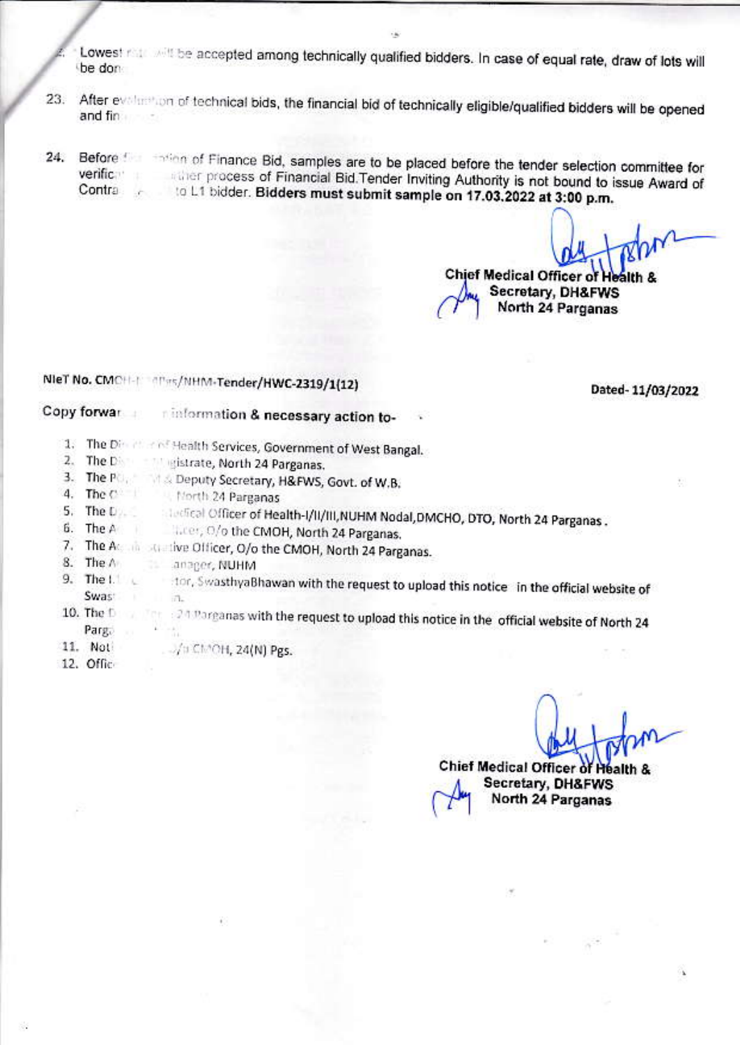22. Lowest rate will be accepted among technically qualified bidders. In case of equal rate, draw of lots will be done.

23. After evaluation of technical bids, the financial bid of technically eligible/qualified bidders will be opened and fin

24. Before final ation of Finance Bid, samples are to be placed before the tender selection committee for verific ther process of Financial Bid.Tender Inviting Authority is not bound to issue Award of Contra to L1 bidder. **Bidders must submit sample on 17.03.2022 at 3:00 p.m.**

**Chief Medical Officer of Health &**
**Secretary, DH&FWS**
**North 24 Parganas**

**NIeT No. CMOH- Pgs/NHM-Tender/HWC-2319/1(12)** **Dated- 11/03/2022**

**Copy forwar information & necessary action to-**

1. The Di of Health Services, Government of West Bangal.
2. The D gistrate, North 24 Parganas.
3. The P & Deputy Secretary, H&FWS, Govt. of W.B.
4. The C North 24 Parganas
5. The D edical Officer of Health-I/II/III,NUHM Nodal,DMCHO, DTO, North 24 Parganas.
6. The A cer, O/o the CMOH, North 24 Parganas.
7. The A tive Officer, O/o the CMOH, North 24 Parganas.
8. The A anager, NUHM
9. The I tor, SwasthyaBhawan with the request to upload this notice in the official website of Swas n.
10. The D 24 Parganas with the request to upload this notice in the official website of North 24 Parg
11. Not /o CMOH, 24(N) Pgs.
12. Offic

**Chief Medical Officer of Health &**
**Secretary, DH&FWS**
**North 24 Parganas**